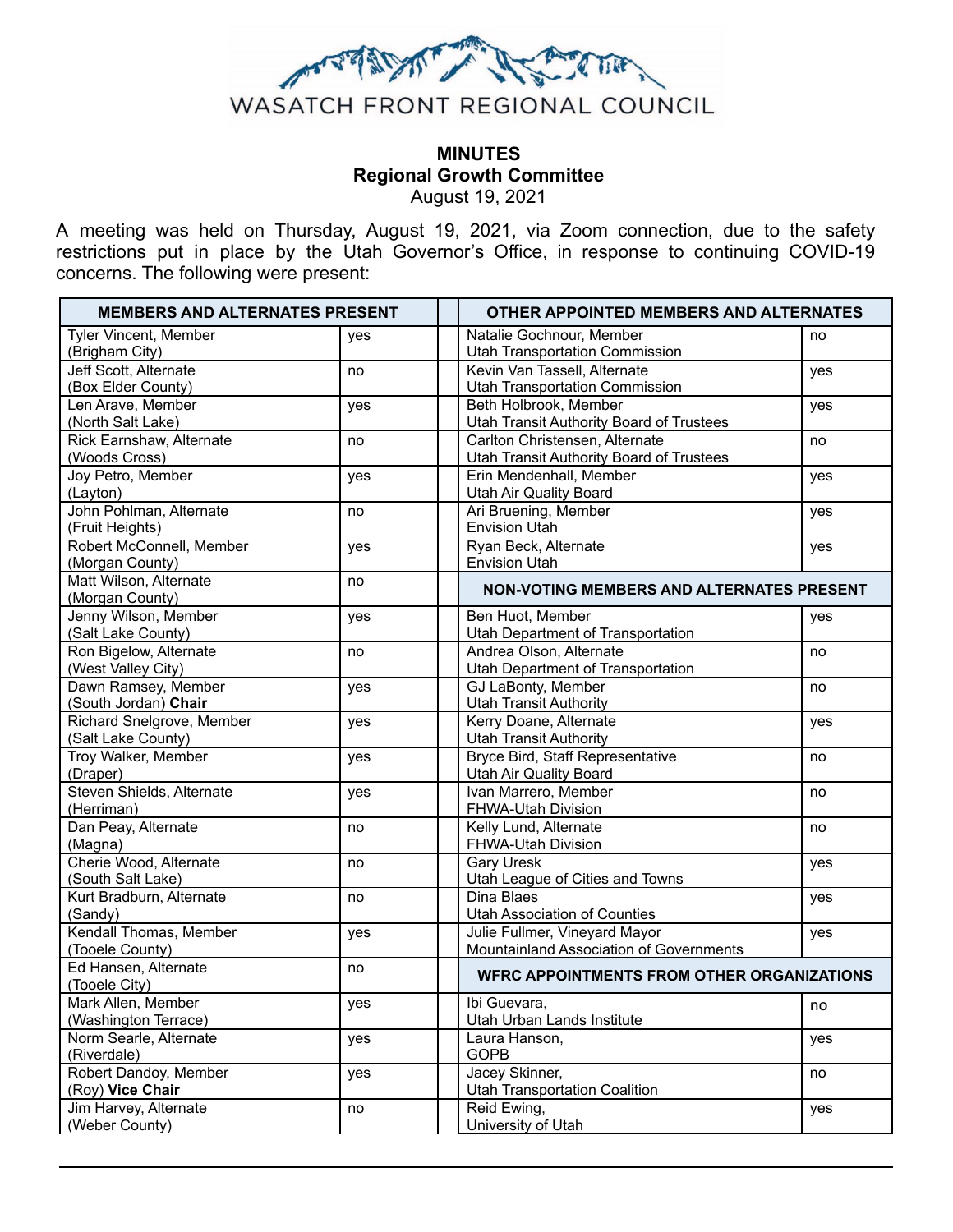WASATCH FRONT REGIONAL COUNCIL

# MINUTES
## Regional Growth Committee
August 19, 2021

A meeting was held on Thursday, August 19, 2021, via Zoom connection, due to the safety restrictions put in place by the Utah Governor's Office, in response to continuing COVID-19 concerns. The following were present:

| MEMBERS AND ALTERNATES PRESENT | |
|---|---|
| Tyler Vincent, Member (Brigham City) | yes |
| Jeff Scott, Alternate (Box Elder County) | no |
| Len Arave, Member (North Salt Lake) | yes |
| Rick Earnshaw, Alternate (Woods Cross) | no |
| Joy Petro, Member (Layton) | yes |
| John Pohlman, Alternate (Fruit Heights) | no |
| Robert McConnell, Member (Morgan County) | yes |
| Matt Wilson, Alternate (Morgan County) | no |
| Jenny Wilson, Member (Salt Lake County) | yes |
| Ron Bigelow, Alternate (West Valley City) | no |
| Dawn Ramsey, Member (South Jordan) **Chair** | yes |
| Richard Snelgrove, Member (Salt Lake County) | yes |
| Troy Walker, Member (Draper) | yes |
| Steven Shields, Alternate (Herriman) | yes |
| Dan Peay, Alternate (Magna) | no |
| Cherie Wood, Alternate (South Salt Lake) | no |
| Kurt Bradburn, Alternate (Sandy) | no |
| Kendall Thomas, Member (Tooele County) | yes |
| Ed Hansen, Alternate (Tooele City) | no |
| Mark Allen, Member (Washington Terrace) | yes |
| Norm Searle, Alternate (Riverdale) | yes |
| Robert Dandoy, Member (Roy) **Vice Chair** | yes |
| Jim Harvey, Alternate (Weber County) | no |

| OTHER APPOINTED MEMBERS AND ALTERNATES | |
|---|---|
| Natalie Gochnour, Member Utah Transportation Commission | no |
| Kevin Van Tassell, Alternate Utah Transportation Commission | yes |
| Beth Holbrook, Member Utah Transit Authority Board of Trustees | yes |
| Carlton Christensen, Alternate Utah Transit Authority Board of Trustees | no |
| Erin Mendenhall, Member Utah Air Quality Board | yes |
| Ari Bruening, Member Envision Utah | yes |
| Ryan Beck, Alternate Envision Utah | yes |
| **NON-VOTING MEMBERS AND ALTERNATES PRESENT** | |
| Ben Huot, Member Utah Department of Transportation | yes |
| Andrea Olson, Alternate Utah Department of Transportation | no |
| GJ LaBonty, Member Utah Transit Authority | no |
| Kerry Doane, Alternate Utah Transit Authority | yes |
| Bryce Bird, Staff Representative Utah Air Quality Board | no |
| Ivan Marrero, Member FHWA-Utah Division | no |
| Kelly Lund, Alternate FHWA-Utah Division | no |
| Gary Uresk Utah League of Cities and Towns | yes |
| Dina Blaes Utah Association of Counties | yes |
| Julie Fullmer, Vineyard Mayor Mountainland Association of Governments | yes |
| **WFRC APPOINTMENTS FROM OTHER ORGANIZATIONS** | |
| Ibi Guevara, Utah Urban Lands Institute | no |
| Laura Hanson, GOPB | yes |
| Jacey Skinner, Utah Transportation Coalition | no |
| Reid Ewing, University of Utah | yes |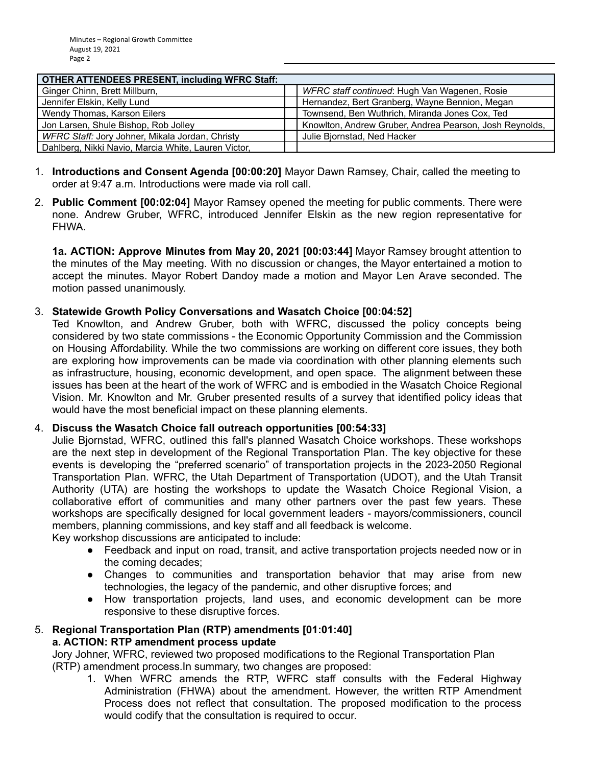| OTHER ATTENDEES PRESENT, including WFRC Staff: | | |
|---|---|---|
| Ginger Chinn, Brett Millburn, | | *WFRC staff continued*: Hugh Van Wagenen, Rosie |
| Jennifer Elskin, Kelly Lund | | Hernandez, Bert Granberg, Wayne Bennion, Megan |
| Wendy Thomas, Karson Eilers | | Townsend, Ben Wuthrich, Miranda Jones Cox, Ted |
| Jon Larsen, Shule Bishop, Rob Jolley | | Knowlton, Andrew Gruber, Andrea Pearson, Josh Reynolds, |
| *WFRC Staff:* Jory Johner, Mikala Jordan, Christy | | Julie Bjornstad, Ned Hacker |
| Dahlberg, Nikki Navio, Marcia White, Lauren Victor, | | |

1. **Introductions and Consent Agenda [00:00:20]** Mayor Dawn Ramsey, Chair, called the meeting to order at 9:47 a.m. Introductions were made via roll call.

2. **Public Comment [00:02:04]** Mayor Ramsey opened the meeting for public comments. There were none. Andrew Gruber, WFRC, introduced Jennifer Elskin as the new region representative for FHWA.

   **1a. ACTION: Approve Minutes from May 20, 2021 [00:03:44]** Mayor Ramsey brought attention to the minutes of the May meeting. With no discussion or changes, the Mayor entertained a motion to accept the minutes. Mayor Robert Dandoy made a motion and Mayor Len Arave seconded. The motion passed unanimously.

3. **Statewide Growth Policy Conversations and Wasatch Choice [00:04:52]**
   Ted Knowlton, and Andrew Gruber, both with WFRC, discussed the policy concepts being considered by two state commissions - the Economic Opportunity Commission and the Commission on Housing Affordability. While the two commissions are working on different core issues, they both are exploring how improvements can be made via coordination with other planning elements such as infrastructure, housing, economic development, and open space. The alignment between these issues has been at the heart of the work of WFRC and is embodied in the Wasatch Choice Regional Vision. Mr. Knowlton and Mr. Gruber presented results of a survey that identified policy ideas that would have the most beneficial impact on these planning elements.

4. **Discuss the Wasatch Choice fall outreach opportunities [00:54:33]**
   Julie Bjornstad, WFRC, outlined this fall's planned Wasatch Choice workshops. These workshops are the next step in development of the Regional Transportation Plan. The key objective for these events is developing the "preferred scenario" of transportation projects in the 2023-2050 Regional Transportation Plan. WFRC, the Utah Department of Transportation (UDOT), and the Utah Transit Authority (UTA) are hosting the workshops to update the Wasatch Choice Regional Vision, a collaborative effort of communities and many other partners over the past few years. These workshops are specifically designed for local government leaders - mayors/commissioners, council members, planning commissions, and key staff and all feedback is welcome.
   Key workshop discussions are anticipated to include:
   - Feedback and input on road, transit, and active transportation projects needed now or in the coming decades;
   - Changes to communities and transportation behavior that may arise from new technologies, the legacy of the pandemic, and other disruptive forces; and
   - How transportation projects, land uses, and economic development can be more responsive to these disruptive forces.

5. **Regional Transportation Plan (RTP) amendments [01:01:40]**
   **a. ACTION: RTP amendment process update**
   Jory Johner, WFRC, reviewed two proposed modifications to the Regional Transportation Plan (RTP) amendment process.In summary, two changes are proposed:
   1. When WFRC amends the RTP, WFRC staff consults with the Federal Highway Administration (FHWA) about the amendment. However, the written RTP Amendment Process does not reflect that consultation. The proposed modification to the process would codify that the consultation is required to occur.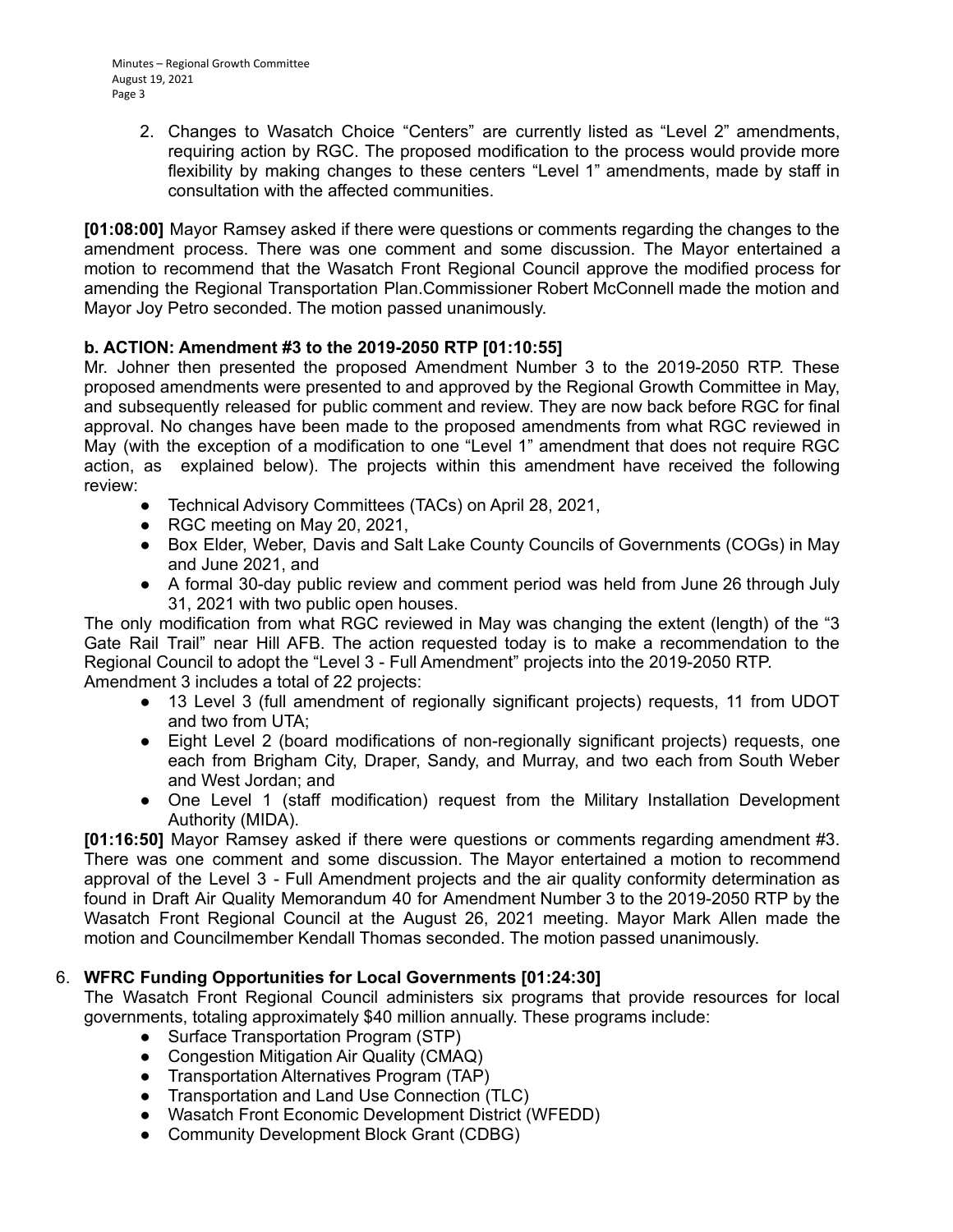2. Changes to Wasatch Choice "Centers" are currently listed as "Level 2" amendments, requiring action by RGC. The proposed modification to the process would provide more flexibility by making changes to these centers "Level 1" amendments, made by staff in consultation with the affected communities.

**[01:08:00]** Mayor Ramsey asked if there were questions or comments regarding the changes to the amendment process. There was one comment and some discussion. The Mayor entertained a motion to recommend that the Wasatch Front Regional Council approve the modified process for amending the Regional Transportation Plan.Commissioner Robert McConnell made the motion and Mayor Joy Petro seconded. The motion passed unanimously.

**b. ACTION: Amendment #3 to the 2019-2050 RTP [01:10:55]**

Mr. Johner then presented the proposed Amendment Number 3 to the 2019-2050 RTP. These proposed amendments were presented to and approved by the Regional Growth Committee in May, and subsequently released for public comment and review. They are now back before RGC for final approval. No changes have been made to the proposed amendments from what RGC reviewed in May (with the exception of a modification to one "Level 1" amendment that does not require RGC action, as explained below). The projects within this amendment have received the following review:

- Technical Advisory Committees (TACs) on April 28, 2021,
- RGC meeting on May 20, 2021,
- Box Elder, Weber, Davis and Salt Lake County Councils of Governments (COGs) in May and June 2021, and
- A formal 30-day public review and comment period was held from June 26 through July 31, 2021 with two public open houses.

The only modification from what RGC reviewed in May was changing the extent (length) of the "3 Gate Rail Trail" near Hill AFB. The action requested today is to make a recommendation to the Regional Council to adopt the "Level 3 - Full Amendment" projects into the 2019-2050 RTP.
Amendment 3 includes a total of 22 projects:

- 13 Level 3 (full amendment of regionally significant projects) requests, 11 from UDOT and two from UTA;
- Eight Level 2 (board modifications of non-regionally significant projects) requests, one each from Brigham City, Draper, Sandy, and Murray, and two each from South Weber and West Jordan; and
- One Level 1 (staff modification) request from the Military Installation Development Authority (MIDA).

**[01:16:50]** Mayor Ramsey asked if there were questions or comments regarding amendment #3. There was one comment and some discussion. The Mayor entertained a motion to recommend approval of the Level 3 - Full Amendment projects and the air quality conformity determination as found in Draft Air Quality Memorandum 40 for Amendment Number 3 to the 2019-2050 RTP by the Wasatch Front Regional Council at the August 26, 2021 meeting. Mayor Mark Allen made the motion and Councilmember Kendall Thomas seconded. The motion passed unanimously.

6. **WFRC Funding Opportunities for Local Governments [01:24:30]**

The Wasatch Front Regional Council administers six programs that provide resources for local governments, totaling approximately $40 million annually. These programs include:

- Surface Transportation Program (STP)
- Congestion Mitigation Air Quality (CMAQ)
- Transportation Alternatives Program (TAP)
- Transportation and Land Use Connection (TLC)
- Wasatch Front Economic Development District (WFEDD)
- Community Development Block Grant (CDBG)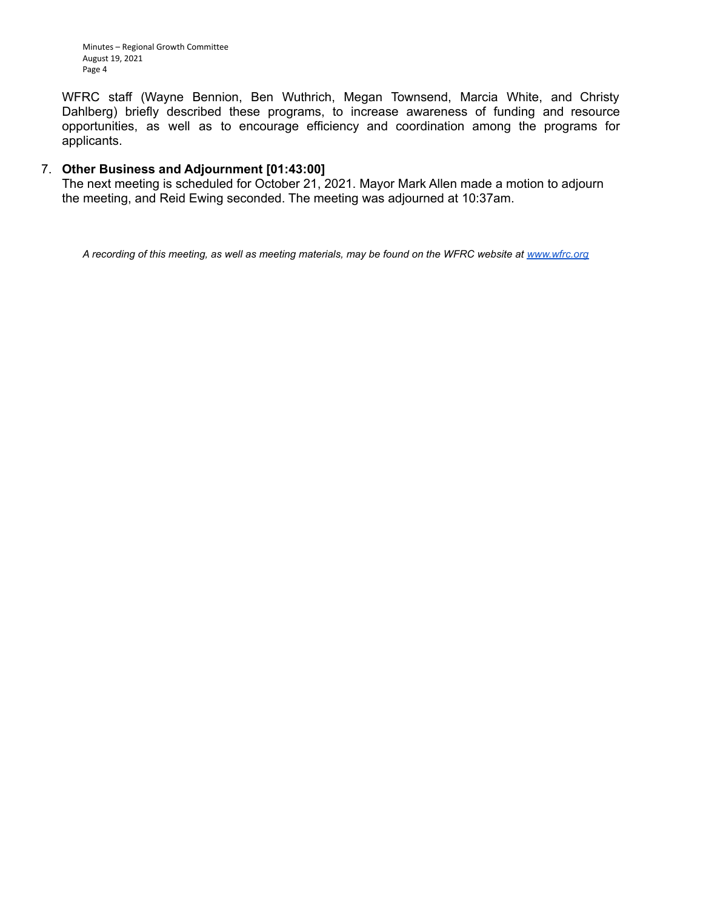WFRC staff (Wayne Bennion, Ben Wuthrich, Megan Townsend, Marcia White, and Christy Dahlberg) briefly described these programs, to increase awareness of funding and resource opportunities, as well as to encourage efficiency and coordination among the programs for applicants.

7. **Other Business and Adjournment [01:43:00]**
   The next meeting is scheduled for October 21, 2021. Mayor Mark Allen made a motion to adjourn the meeting, and Reid Ewing seconded. The meeting was adjourned at 10:37am.

*A recording of this meeting, as well as meeting materials, may be found on the WFRC website at [www.wfrc.org](http://www.wfrc.org)*